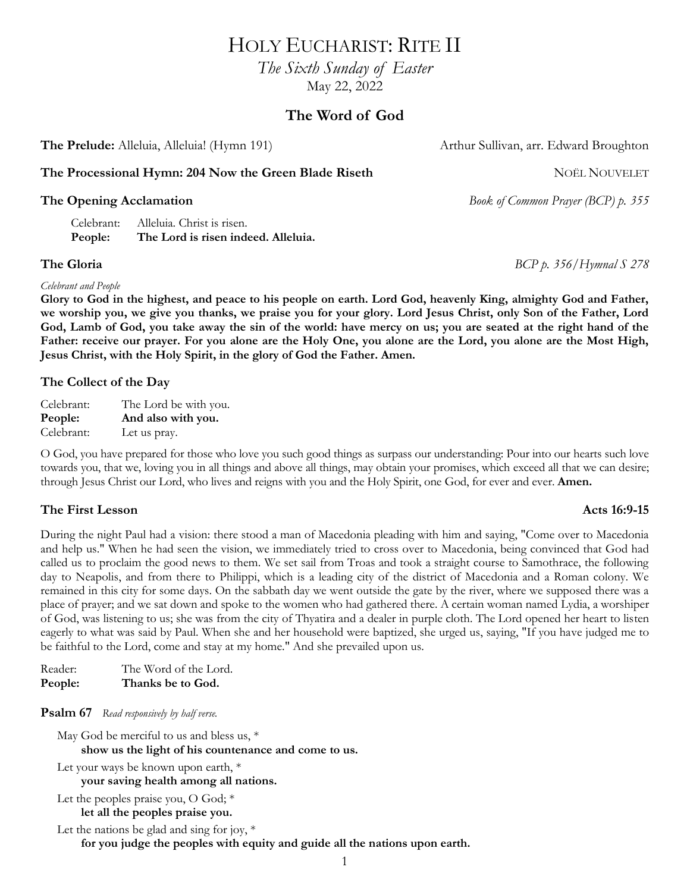# HOLY EUCHARIST: RITE II

*The Sixth Sunday of Easter*

May 22, 2022

## The Word of God

**The Prelude:** Alleluia, Alleluia! (Hymn 191) Arthur Sullivan, arr. Edward Broughton

**The Processional Hymn: 204 Now the Green Blade Riseth** NOËL NOUVELET

**The Opening Acclamation** *Book of Common Prayer (BCP) p. 355*

Celebrant: Alleluia. Christ is risen.
**People: The Lord is risen indeed. Alleluia.**

**The Gloria** *BCP p. 356/Hymnal S 278*

*Celebrant and People*

**Glory to God in the highest, and peace to his people on earth. Lord God, heavenly King, almighty God and Father, we worship you, we give you thanks, we praise you for your glory. Lord Jesus Christ, only Son of the Father, Lord God, Lamb of God, you take away the sin of the world: have mercy on us; you are seated at the right hand of the Father: receive our prayer. For you alone are the Holy One, you alone are the Lord, you alone are the Most High, Jesus Christ, with the Holy Spirit, in the glory of God the Father. Amen.**

### The Collect of the Day

Celebrant: The Lord be with you.
**People: And also with you.**
Celebrant: Let us pray.

O God, you have prepared for those who love you such good things as surpass our understanding: Pour into our hearts such love towards you, that we, loving you in all things and above all things, may obtain your promises, which exceed all that we can desire; through Jesus Christ our Lord, who lives and reigns with you and the Holy Spirit, one God, for ever and ever. **Amen.**

### The First Lesson **Acts 16:9-15**

During the night Paul had a vision: there stood a man of Macedonia pleading with him and saying, "Come over to Macedonia and help us." When he had seen the vision, we immediately tried to cross over to Macedonia, being convinced that God had called us to proclaim the good news to them. We set sail from Troas and took a straight course to Samothrace, the following day to Neapolis, and from there to Philippi, which is a leading city of the district of Macedonia and a Roman colony. We remained in this city for some days. On the sabbath day we went outside the gate by the river, where we supposed there was a place of prayer; and we sat down and spoke to the women who had gathered there. A certain woman named Lydia, a worshiper of God, was listening to us; she was from the city of Thyatira and a dealer in purple cloth. The Lord opened her heart to listen eagerly to what was said by Paul. When she and her household were baptized, she urged us, saying, "If you have judged me to be faithful to the Lord, come and stay at my home." And she prevailed upon us.

Reader: The Word of the Lord.
**People: Thanks be to God.**

**Psalm 67** *Read responsively by half verse.*

May God be merciful to us and bless us, *
**show us the light of his countenance and come to us.**

Let your ways be known upon earth, *
**your saving health among all nations.**

Let the peoples praise you, O God; *
**let all the peoples praise you.**

Let the nations be glad and sing for joy, *
**for you judge the peoples with equity and guide all the nations upon earth.**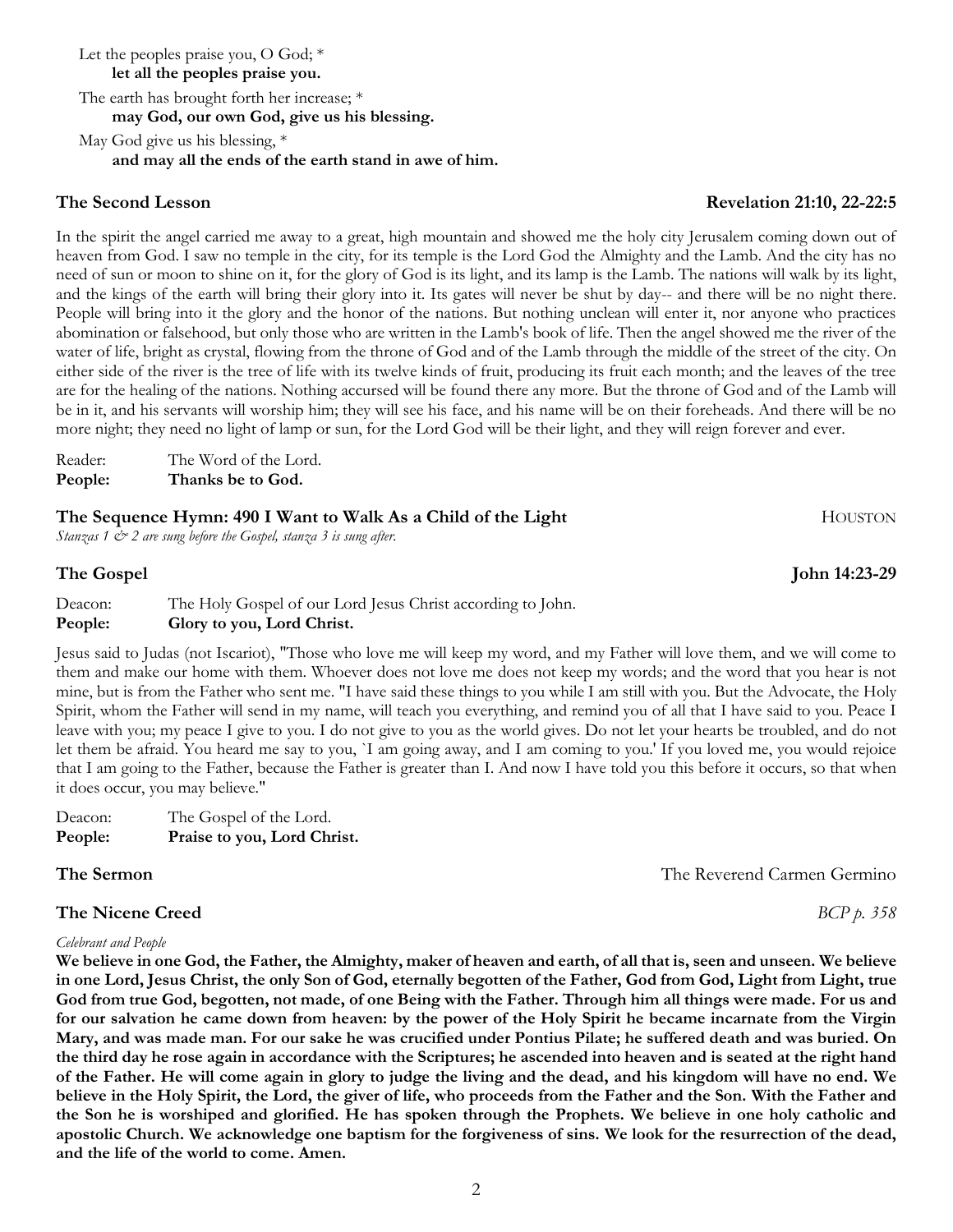Let the peoples praise you, O God; *
**let all the peoples praise you.**

The earth has brought forth her increase; *
**may God, our own God, give us his blessing.**

May God give us his blessing, *
**and may all the ends of the earth stand in awe of him.**

## The Second Lesson — Revelation 21:10, 22-22:5

In the spirit the angel carried me away to a great, high mountain and showed me the holy city Jerusalem coming down out of heaven from God. I saw no temple in the city, for its temple is the Lord God the Almighty and the Lamb. And the city has no need of sun or moon to shine on it, for the glory of God is its light, and its lamp is the Lamb. The nations will walk by its light, and the kings of the earth will bring their glory into it. Its gates will never be shut by day-- and there will be no night there. People will bring into it the glory and the honor of the nations. But nothing unclean will enter it, nor anyone who practices abomination or falsehood, but only those who are written in the Lamb's book of life. Then the angel showed me the river of the water of life, bright as crystal, flowing from the throne of God and of the Lamb through the middle of the street of the city. On either side of the river is the tree of life with its twelve kinds of fruit, producing its fruit each month; and the leaves of the tree are for the healing of the nations. Nothing accursed will be found there any more. But the throne of God and of the Lamb will be in it, and his servants will worship him; they will see his face, and his name will be on their foreheads. And there will be no more night; they need no light of lamp or sun, for the Lord God will be their light, and they will reign forever and ever.

Reader: The Word of the Lord.
**People: Thanks be to God.**

## The Sequence Hymn: 490 I Want to Walk As a Child of the Light — HOUSTON

*Stanzas 1 & 2 are sung before the Gospel, stanza 3 is sung after.*

## The Gospel — John 14:23-29

Deacon: The Holy Gospel of our Lord Jesus Christ according to John.
**People: Glory to you, Lord Christ.**

Jesus said to Judas (not Iscariot), "Those who love me will keep my word, and my Father will love them, and we will come to them and make our home with them. Whoever does not love me does not keep my words; and the word that you hear is not mine, but is from the Father who sent me. "I have said these things to you while I am still with you. But the Advocate, the Holy Spirit, whom the Father will send in my name, will teach you everything, and remind you of all that I have said to you. Peace I leave with you; my peace I give to you. I do not give to you as the world gives. Do not let your hearts be troubled, and do not let them be afraid. You heard me say to you, `I am going away, and I am coming to you.' If you loved me, you would rejoice that I am going to the Father, because the Father is greater than I. And now I have told you this before it occurs, so that when it does occur, you may believe."

Deacon: The Gospel of the Lord.
**People: Praise to you, Lord Christ.**

## The Sermon — The Reverend Carmen Germino

## The Nicene Creed — *BCP p. 358*

*Celebrant and People*

**We believe in one God, the Father, the Almighty, maker of heaven and earth, of all that is, seen and unseen. We believe in one Lord, Jesus Christ, the only Son of God, eternally begotten of the Father, God from God, Light from Light, true God from true God, begotten, not made, of one Being with the Father. Through him all things were made. For us and for our salvation he came down from heaven: by the power of the Holy Spirit he became incarnate from the Virgin Mary, and was made man. For our sake he was crucified under Pontius Pilate; he suffered death and was buried. On the third day he rose again in accordance with the Scriptures; he ascended into heaven and is seated at the right hand of the Father. He will come again in glory to judge the living and the dead, and his kingdom will have no end. We believe in the Holy Spirit, the Lord, the giver of life, who proceeds from the Father and the Son. With the Father and the Son he is worshiped and glorified. He has spoken through the Prophets. We believe in one holy catholic and apostolic Church. We acknowledge one baptism for the forgiveness of sins. We look for the resurrection of the dead, and the life of the world to come. Amen.**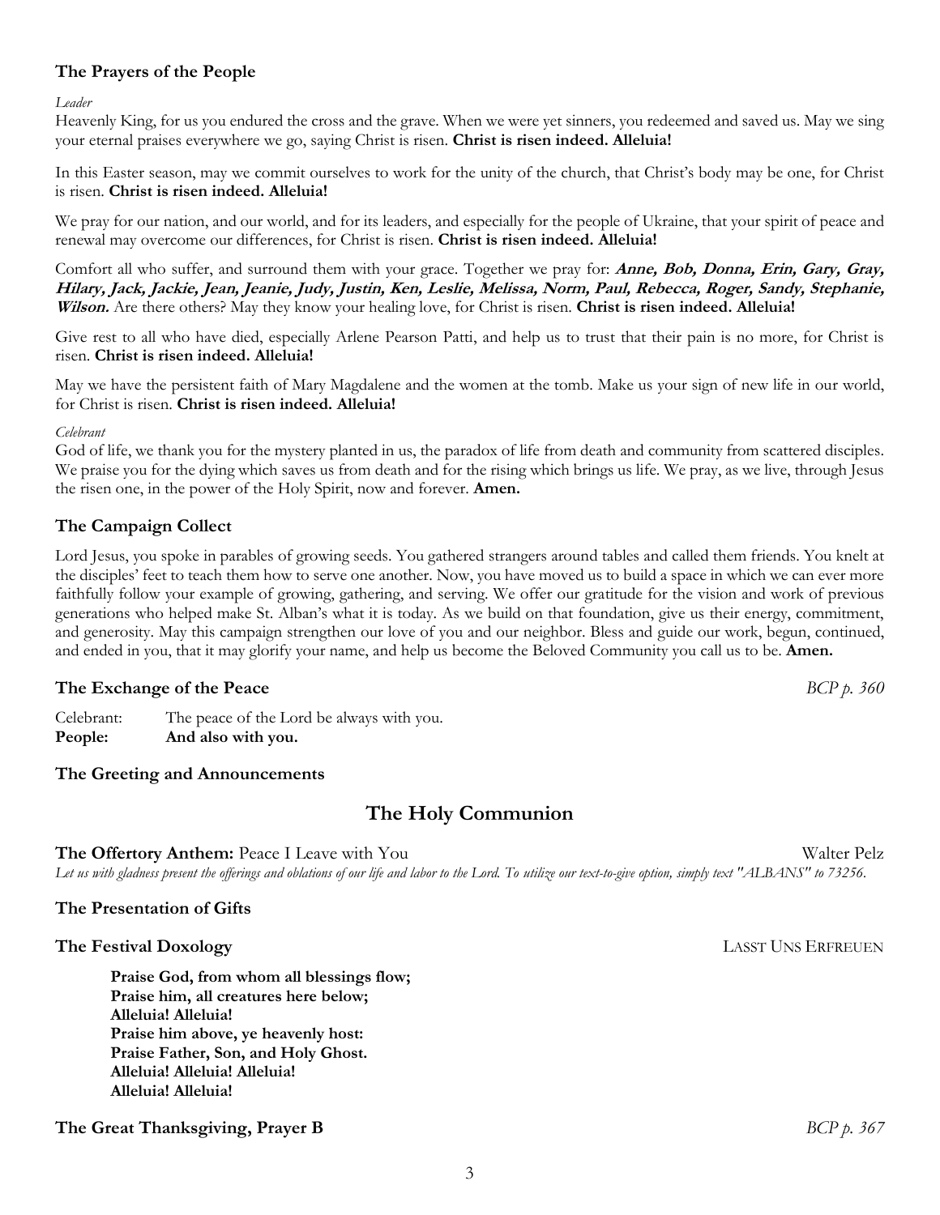### The Prayers of the People

*Leader*

Heavenly King, for us you endured the cross and the grave. When we were yet sinners, you redeemed and saved us. May we sing your eternal praises everywhere we go, saying Christ is risen. **Christ is risen indeed. Alleluia!**

In this Easter season, may we commit ourselves to work for the unity of the church, that Christ's body may be one, for Christ is risen. **Christ is risen indeed. Alleluia!**

We pray for our nation, and our world, and for its leaders, and especially for the people of Ukraine, that your spirit of peace and renewal may overcome our differences, for Christ is risen. **Christ is risen indeed. Alleluia!**

Comfort all who suffer, and surround them with your grace. Together we pray for: ***Anne, Bob, Donna, Erin, Gary, Gray, Hilary, Jack, Jackie, Jean, Jeanie, Judy, Justin, Ken, Leslie, Melissa, Norm, Paul, Rebecca, Roger, Sandy, Stephanie, Wilson.*** Are there others? May they know your healing love, for Christ is risen. **Christ is risen indeed. Alleluia!**

Give rest to all who have died, especially Arlene Pearson Patti, and help us to trust that their pain is no more, for Christ is risen. **Christ is risen indeed. Alleluia!**

May we have the persistent faith of Mary Magdalene and the women at the tomb. Make us your sign of new life in our world, for Christ is risen. **Christ is risen indeed. Alleluia!**

*Celebrant*

God of life, we thank you for the mystery planted in us, the paradox of life from death and community from scattered disciples. We praise you for the dying which saves us from death and for the rising which brings us life. We pray, as we live, through Jesus the risen one, in the power of the Holy Spirit, now and forever. **Amen.**

### The Campaign Collect

Lord Jesus, you spoke in parables of growing seeds. You gathered strangers around tables and called them friends. You knelt at the disciples' feet to teach them how to serve one another. Now, you have moved us to build a space in which we can ever more faithfully follow your example of growing, gathering, and serving. We offer our gratitude for the vision and work of previous generations who helped make St. Alban's what it is today. As we build on that foundation, give us their energy, commitment, and generosity. May this campaign strengthen our love of you and our neighbor. Bless and guide our work, begun, continued, and ended in you, that it may glorify your name, and help us become the Beloved Community you call us to be. **Amen.**

### The Exchange of the Peace *BCP p. 360*

Celebrant: The peace of the Lord be always with you.
**People: And also with you.**

### The Greeting and Announcements

## The Holy Communion

**The Offertory Anthem:** Peace I Leave with You — Walter Pelz

*Let us with gladness present the offerings and oblations of our life and labor to the Lord. To utilize our text-to-give option, simply text "ALBANS" to 73256.*

### The Presentation of Gifts

### The Festival Doxology — LASST UNS ERFREUEN

**Praise God, from whom all blessings flow;**
**Praise him, all creatures here below;**
**Alleluia! Alleluia!**
**Praise him above, ye heavenly host:**
**Praise Father, Son, and Holy Ghost.**
**Alleluia! Alleluia! Alleluia!**
**Alleluia! Alleluia!**

### The Great Thanksgiving, Prayer B *BCP p. 367*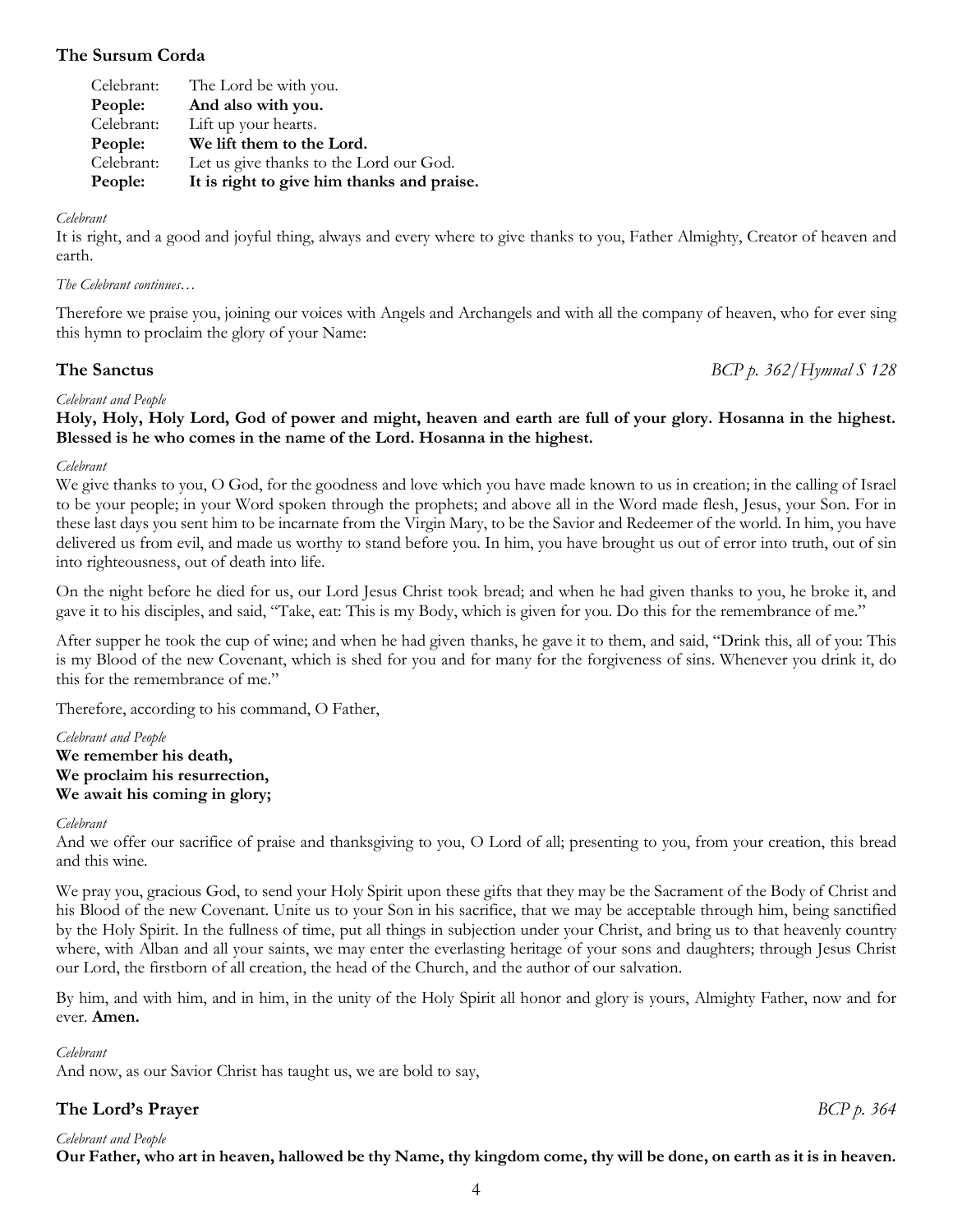## The Sursum Corda

| | |
|---|---|
| Celebrant: | The Lord be with you. |
| **People:** | **And also with you.** |
| Celebrant: | Lift up your hearts. |
| **People:** | **We lift them to the Lord.** |
| Celebrant: | Let us give thanks to the Lord our God. |
| **People:** | **It is right to give him thanks and praise.** |

*Celebrant*

It is right, and a good and joyful thing, always and every where to give thanks to you, Father Almighty, Creator of heaven and earth.

*The Celebrant continues…*

Therefore we praise you, joining our voices with Angels and Archangels and with all the company of heaven, who for ever sing this hymn to proclaim the glory of your Name:

## The Sanctus *BCP p. 362/Hymnal S 128*

*Celebrant and People*

**Holy, Holy, Holy Lord, God of power and might, heaven and earth are full of your glory. Hosanna in the highest. Blessed is he who comes in the name of the Lord. Hosanna in the highest.**

*Celebrant*

We give thanks to you, O God, for the goodness and love which you have made known to us in creation; in the calling of Israel to be your people; in your Word spoken through the prophets; and above all in the Word made flesh, Jesus, your Son. For in these last days you sent him to be incarnate from the Virgin Mary, to be the Savior and Redeemer of the world. In him, you have delivered us from evil, and made us worthy to stand before you. In him, you have brought us out of error into truth, out of sin into righteousness, out of death into life.

On the night before he died for us, our Lord Jesus Christ took bread; and when he had given thanks to you, he broke it, and gave it to his disciples, and said, "Take, eat: This is my Body, which is given for you. Do this for the remembrance of me."

After supper he took the cup of wine; and when he had given thanks, he gave it to them, and said, "Drink this, all of you: This is my Blood of the new Covenant, which is shed for you and for many for the forgiveness of sins. Whenever you drink it, do this for the remembrance of me."

Therefore, according to his command, O Father,

*Celebrant and People*

**We remember his death,**
**We proclaim his resurrection,**
**We await his coming in glory;**

*Celebrant*

And we offer our sacrifice of praise and thanksgiving to you, O Lord of all; presenting to you, from your creation, this bread and this wine.

We pray you, gracious God, to send your Holy Spirit upon these gifts that they may be the Sacrament of the Body of Christ and his Blood of the new Covenant. Unite us to your Son in his sacrifice, that we may be acceptable through him, being sanctified by the Holy Spirit. In the fullness of time, put all things in subjection under your Christ, and bring us to that heavenly country where, with Alban and all your saints, we may enter the everlasting heritage of your sons and daughters; through Jesus Christ our Lord, the firstborn of all creation, the head of the Church, and the author of our salvation.

By him, and with him, and in him, in the unity of the Holy Spirit all honor and glory is yours, Almighty Father, now and for ever. **Amen.**

*Celebrant*

And now, as our Savior Christ has taught us, we are bold to say,

## The Lord's Prayer *BCP p. 364*

*Celebrant and People*

**Our Father, who art in heaven, hallowed be thy Name, thy kingdom come, thy will be done, on earth as it is in heaven.**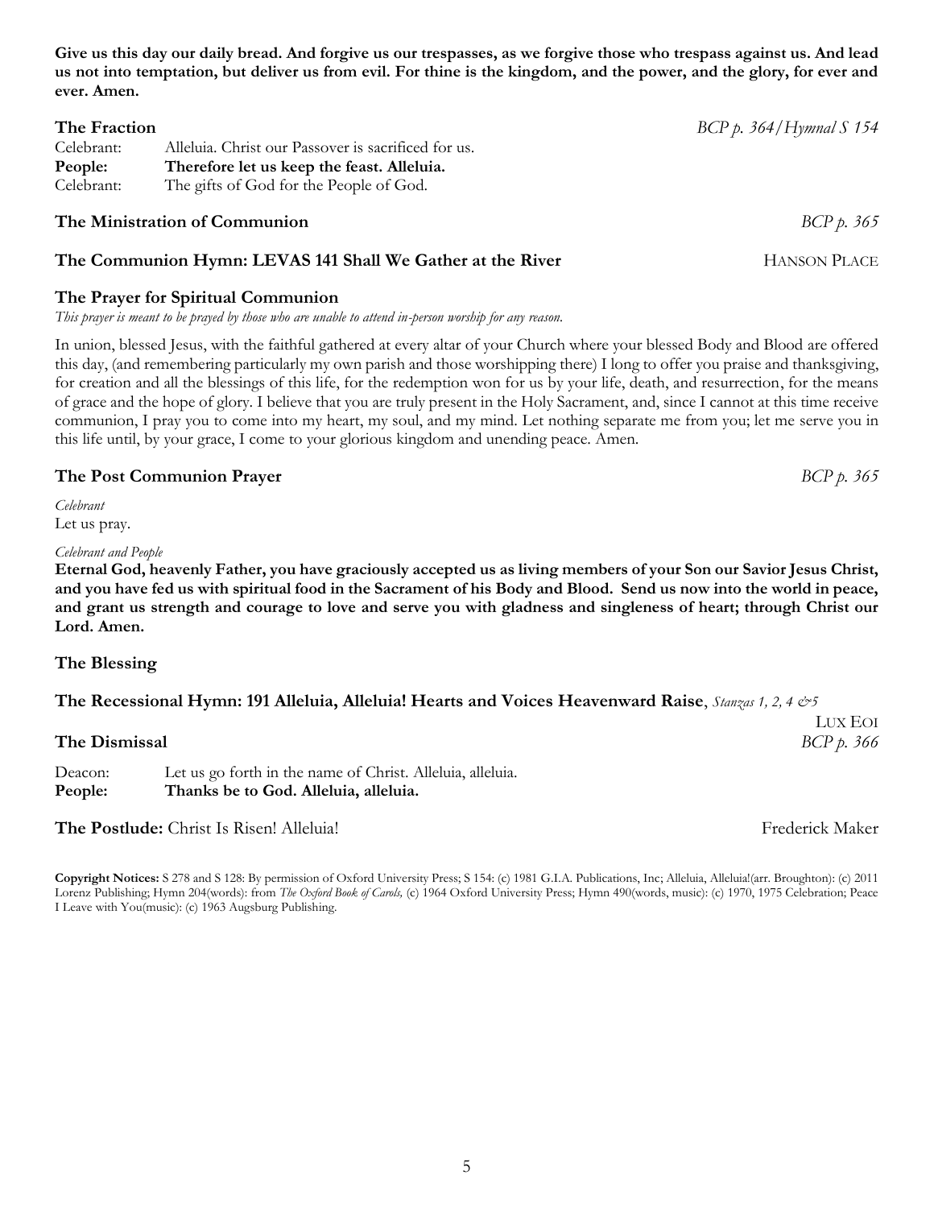**Give us this day our daily bread. And forgive us our trespasses, as we forgive those who trespass against us. And lead us not into temptation, but deliver us from evil. For thine is the kingdom, and the power, and the glory, for ever and ever. Amen.**

**The Fraction** *BCP p. 364/Hymnal S 154*

Celebrant: Alleluia. Christ our Passover is sacrificed for us.
**People: Therefore let us keep the feast. Alleluia.**
Celebrant: The gifts of God for the People of God.

**The Ministration of Communion** *BCP p. 365*

**The Communion Hymn: LEVAS 141 Shall We Gather at the River** HANSON PLACE

**The Prayer for Spiritual Communion**

*This prayer is meant to be prayed by those who are unable to attend in-person worship for any reason.*

In union, blessed Jesus, with the faithful gathered at every altar of your Church where your blessed Body and Blood are offered this day, (and remembering particularly my own parish and those worshipping there) I long to offer you praise and thanksgiving, for creation and all the blessings of this life, for the redemption won for us by your life, death, and resurrection, for the means of grace and the hope of glory. I believe that you are truly present in the Holy Sacrament, and, since I cannot at this time receive communion, I pray you to come into my heart, my soul, and my mind. Let nothing separate me from you; let me serve you in this life until, by your grace, I come to your glorious kingdom and unending peace. Amen.

**The Post Communion Prayer** *BCP p. 365*

*Celebrant*
Let us pray.

*Celebrant and People*
**Eternal God, heavenly Father, you have graciously accepted us as living members of your Son our Savior Jesus Christ, and you have fed us with spiritual food in the Sacrament of his Body and Blood. Send us now into the world in peace, and grant us strength and courage to love and serve you with gladness and singleness of heart; through Christ our Lord. Amen.**

**The Blessing**

**The Recessional Hymn: 191 Alleluia, Alleluia! Hearts and Voices Heavenward Raise**, *Stanzas 1, 2, 4 &5* LUX EOI

**The Dismissal** *BCP p. 366*

Deacon: Let us go forth in the name of Christ. Alleluia, alleluia.
**People: Thanks be to God. Alleluia, alleluia.**

**The Postlude:** Christ Is Risen! Alleluia! Frederick Maker

**Copyright Notices:** S 278 and S 128: By permission of Oxford University Press; S 154: (c) 1981 G.I.A. Publications, Inc; Alleluia, Alleluia!(arr. Broughton): (c) 2011 Lorenz Publishing; Hymn 204(words): from *The Oxford Book of Carols,* (c) 1964 Oxford University Press; Hymn 490(words, music): (c) 1970, 1975 Celebration; Peace I Leave with You(music): (c) 1963 Augsburg Publishing.